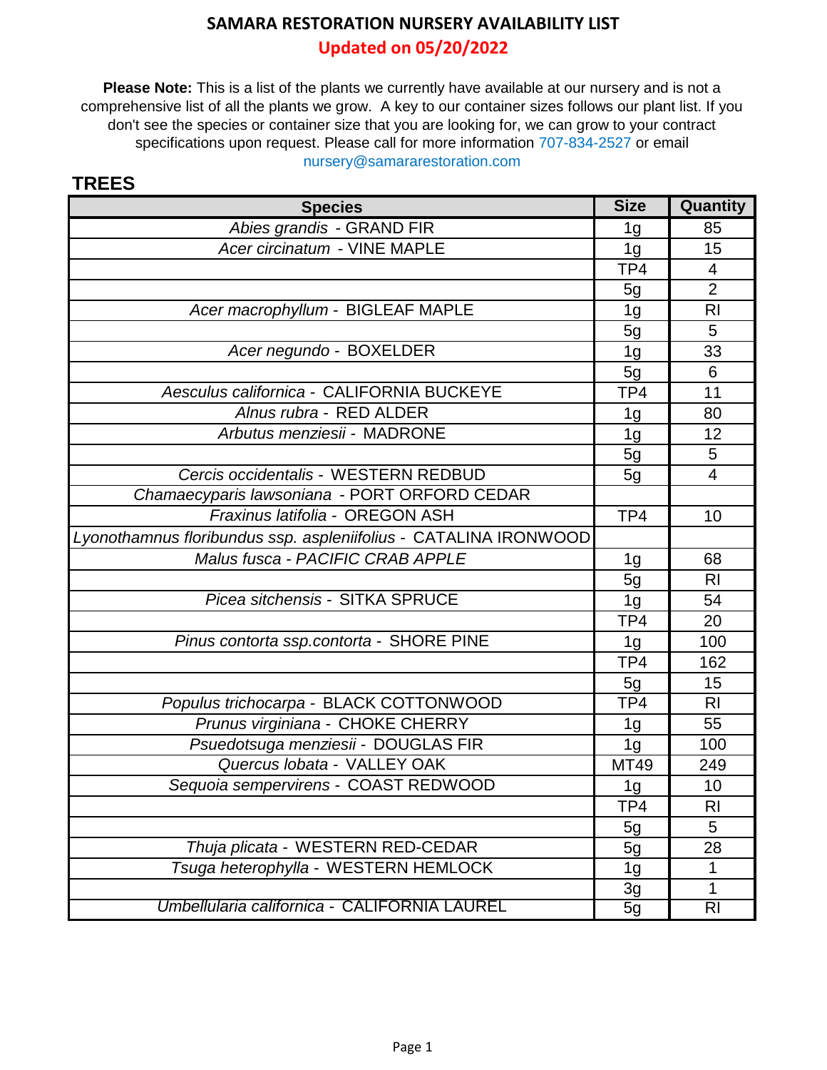# SAMARA RESTORATION NURSERY AVAILABILITY LIST

## Updated on 05/20/2022

**Please Note:** This is a list of the plants we currently have available at our nursery and is not a comprehensive list of all the plants we grow. A key to our container sizes follows our plant list. If you don't see the species or container size that you are looking for, we can grow to your contract specifications upon request. Please call for more information 707-834-2527 or email nursery@samararestoration.com

## TREES

| Species | Size | Quantity |
|---|---|---|
| *Abies grandis* - GRAND FIR | 1g | 85 |
| *Acer circinatum* - VINE MAPLE | 1g | 15 |
| | TP4 | 4 |
| | 5g | 2 |
| *Acer macrophyllum* - BIGLEAF MAPLE | 1g | RI |
| | 5g | 5 |
| *Acer negundo* - BOXELDER | 1g | 33 |
| | 5g | 6 |
| *Aesculus californica* - CALIFORNIA BUCKEYE | TP4 | 11 |
| *Alnus rubra* - RED ALDER | 1g | 80 |
| *Arbutus menziesii* - MADRONE | 1g | 12 |
| | 5g | 5 |
| *Cercis occidentalis* - WESTERN REDBUD | 5g | 4 |
| *Chamaecyparis lawsoniana* - PORT ORFORD CEDAR | | |
| *Fraxinus latifolia* - OREGON ASH | TP4 | 10 |
| *Lyonothamnus floribundus ssp. aspleniifolius* - CATALINA IRONWOOD | | |
| *Malus fusca - PACIFIC CRAB APPLE* | 1g | 68 |
| | 5g | RI |
| *Picea sitchensis* - SITKA SPRUCE | 1g | 54 |
| | TP4 | 20 |
| *Pinus contorta ssp.contorta* - SHORE PINE | 1g | 100 |
| | TP4 | 162 |
| | 5g | 15 |
| *Populus trichocarpa* - BLACK COTTONWOOD | TP4 | RI |
| *Prunus virginiana* - CHOKE CHERRY | 1g | 55 |
| *Psuedotsuga menziesii* - DOUGLAS FIR | 1g | 100 |
| *Quercus lobata* - VALLEY OAK | MT49 | 249 |
| *Sequoia sempervirens* - COAST REDWOOD | 1g | 10 |
| | TP4 | RI |
| | 5g | 5 |
| *Thuja plicata* - WESTERN RED-CEDAR | 5g | 28 |
| *Tsuga heterophylla* - WESTERN HEMLOCK | 1g | 1 |
| | 3g | 1 |
| *Umbellularia californica* - CALIFORNIA LAUREL | 5g | RI |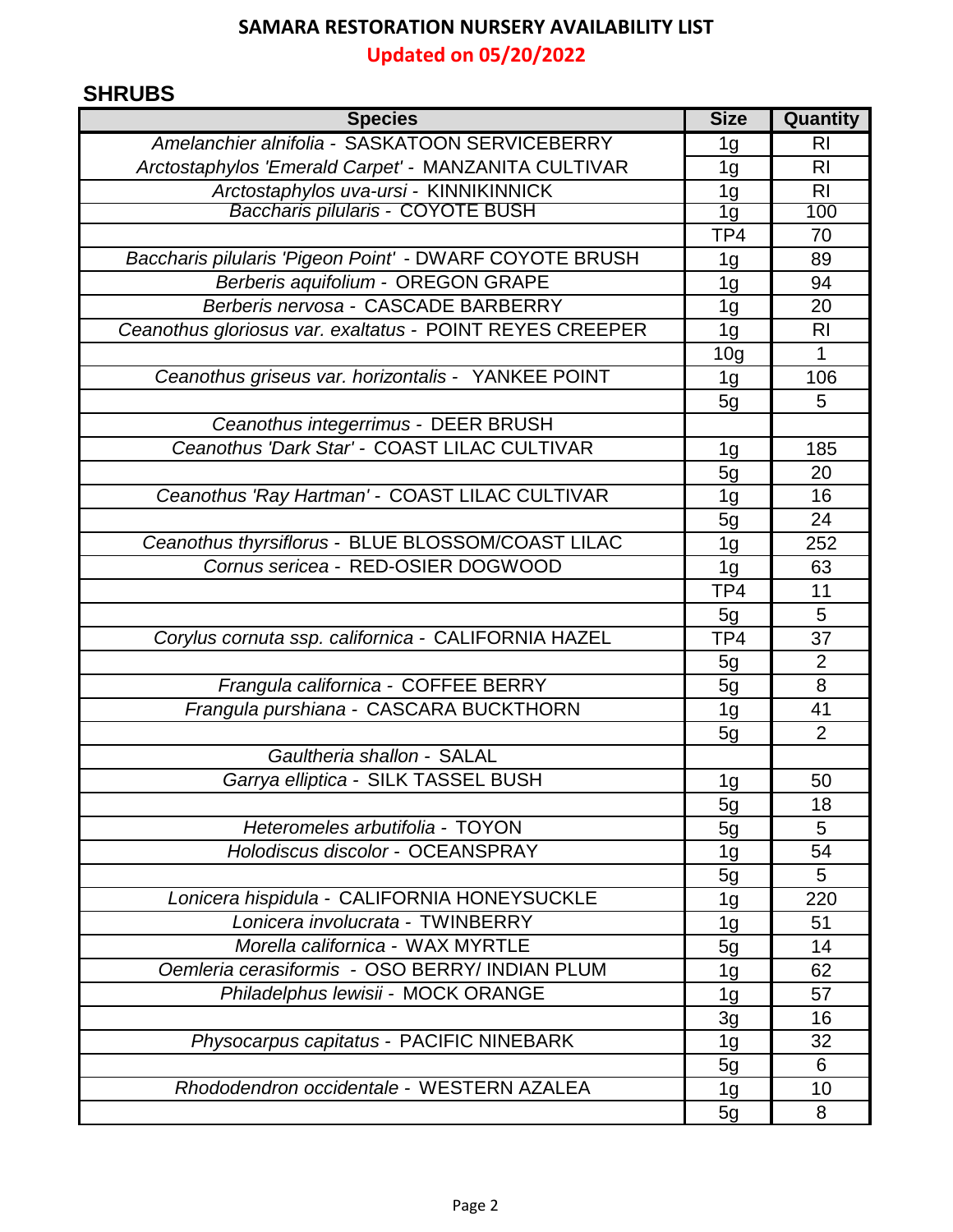# SAMARA RESTORATION NURSERY AVAILABILITY LIST

**Updated on 05/20/2022**

## SHRUBS

| Species | Size | Quantity |
|---|---|---|
| *Amelanchier alnifolia* - SASKATOON SERVICEBERRY | 1g | RI |
| *Arctostaphylos 'Emerald Carpet'* - MANZANITA CULTIVAR | 1g | RI |
| *Arctostaphylos uva-ursi* - KINNIKINNICK | 1g | RI |
| *Baccharis pilularis* - COYOTE BUSH | 1g | 100 |
| | TP4 | 70 |
| *Baccharis pilularis 'Pigeon Point'* - DWARF COYOTE BRUSH | 1g | 89 |
| *Berberis aquifolium* - OREGON GRAPE | 1g | 94 |
| *Berberis nervosa* - CASCADE BARBERRY | 1g | 20 |
| *Ceanothus gloriosus var. exaltatus* - POINT REYES CREEPER | 1g | RI |
| | 10g | 1 |
| *Ceanothus griseus var. horizontalis* - YANKEE POINT | 1g | 106 |
| | 5g | 5 |
| *Ceanothus integerrimus* - DEER BRUSH | | |
| *Ceanothus 'Dark Star'* - COAST LILAC CULTIVAR | 1g | 185 |
| | 5g | 20 |
| *Ceanothus 'Ray Hartman'* - COAST LILAC CULTIVAR | 1g | 16 |
| | 5g | 24 |
| *Ceanothus thyrsiflorus* - BLUE BLOSSOM/COAST LILAC | 1g | 252 |
| *Cornus sericea* - RED-OSIER DOGWOOD | 1g | 63 |
| | TP4 | 11 |
| | 5g | 5 |
| *Corylus cornuta ssp. californica* - CALIFORNIA HAZEL | TP4 | 37 |
| | 5g | 2 |
| *Frangula californica* - COFFEE BERRY | 5g | 8 |
| *Frangula purshiana* - CASCARA BUCKTHORN | 1g | 41 |
| | 5g | 2 |
| *Gaultheria shallon* - SALAL | | |
| *Garrya elliptica* - SILK TASSEL BUSH | 1g | 50 |
| | 5g | 18 |
| *Heteromeles arbutifolia* - TOYON | 5g | 5 |
| *Holodiscus discolor* - OCEANSPRAY | 1g | 54 |
| | 5g | 5 |
| *Lonicera hispidula* - CALIFORNIA HONEYSUCKLE | 1g | 220 |
| *Lonicera involucrata* - TWINBERRY | 1g | 51 |
| *Morella californica* - WAX MYRTLE | 5g | 14 |
| *Oemleria cerasiformis* - OSO BERRY/ INDIAN PLUM | 1g | 62 |
| *Philadelphus lewisii* - MOCK ORANGE | 1g | 57 |
| | 3g | 16 |
| *Physocarpus capitatus* - PACIFIC NINEBARK | 1g | 32 |
| | 5g | 6 |
| *Rhododendron occidentale* - WESTERN AZALEA | 1g | 10 |
| | 5g | 8 |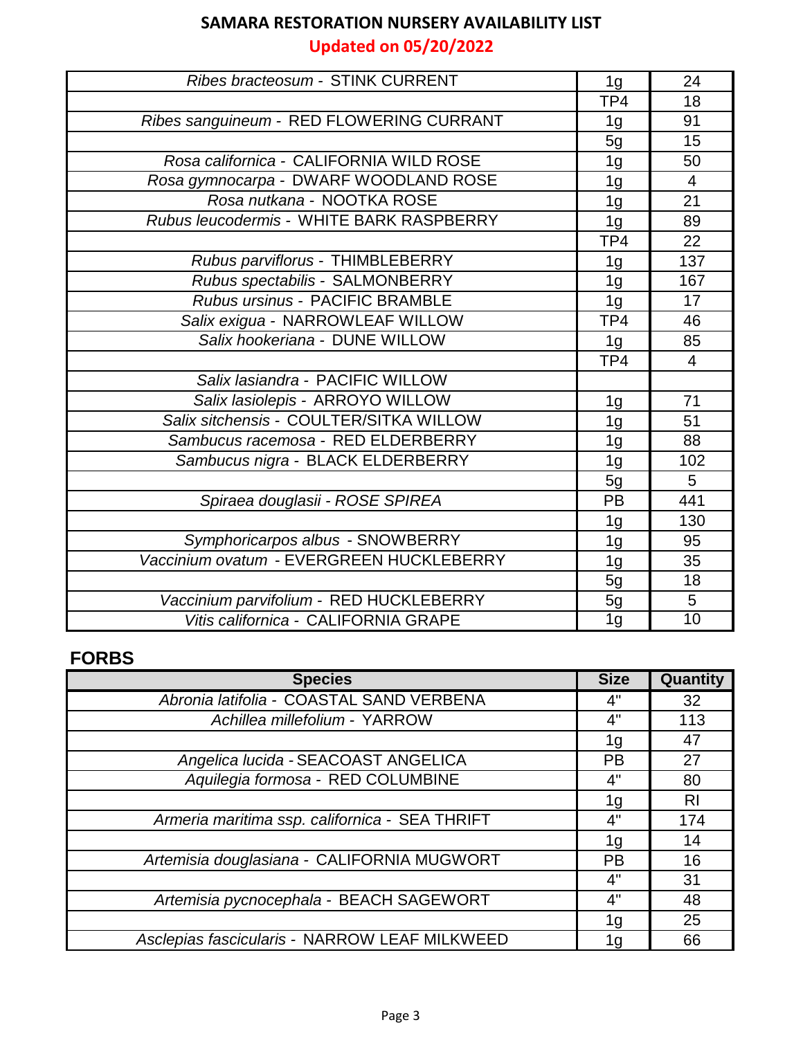# SAMARA RESTORATION NURSERY AVAILABILITY LIST

**Updated on 05/20/2022**

| Species | Size | Quantity |
|---|---|---|
| *Ribes bracteosum* - STINK CURRENT | 1g | 24 |
| | TP4 | 18 |
| *Ribes sanguineum* - RED FLOWERING CURRANT | 1g | 91 |
| | 5g | 15 |
| *Rosa californica* - CALIFORNIA WILD ROSE | 1g | 50 |
| *Rosa gymnocarpa* - DWARF WOODLAND ROSE | 1g | 4 |
| *Rosa nutkana* - NOOTKA ROSE | 1g | 21 |
| *Rubus leucodermis* - WHITE BARK RASPBERRY | 1g | 89 |
| | TP4 | 22 |
| *Rubus parviflorus* - THIMBLEBERRY | 1g | 137 |
| *Rubus spectabilis* - SALMONBERRY | 1g | 167 |
| *Rubus ursinus* - PACIFIC BRAMBLE | 1g | 17 |
| *Salix exigua* - NARROWLEAF WILLOW | TP4 | 46 |
| *Salix hookeriana* - DUNE WILLOW | 1g | 85 |
| | TP4 | 4 |
| *Salix lasiandra* - PACIFIC WILLOW | | |
| *Salix lasiolepis* - ARROYO WILLOW | 1g | 71 |
| *Salix sitchensis* - COULTER/SITKA WILLOW | 1g | 51 |
| *Sambucus racemosa* - RED ELDERBERRY | 1g | 88 |
| *Sambucus nigra* - BLACK ELDERBERRY | 1g | 102 |
| | 5g | 5 |
| *Spiraea douglasii - ROSE SPIREA* | PB | 441 |
| | 1g | 130 |
| *Symphoricarpos albus* - SNOWBERRY | 1g | 95 |
| *Vaccinium ovatum* - EVERGREEN HUCKLEBERRY | 1g | 35 |
| | 5g | 18 |
| *Vaccinium parvifolium* - RED HUCKLEBERRY | 5g | 5 |
| *Vitis californica* - CALIFORNIA GRAPE | 1g | 10 |

## FORBS

| Species | Size | Quantity |
|---|---|---|
| *Abronia latifolia* - COASTAL SAND VERBENA | 4" | 32 |
| *Achillea millefolium* - YARROW | 4" | 113 |
| | 1g | 47 |
| *Angelica lucida* - SEACOAST ANGELICA | PB | 27 |
| *Aquilegia formosa* - RED COLUMBINE | 4" | 80 |
| | 1g | RI |
| *Armeria maritima ssp. californica* - SEA THRIFT | 4" | 174 |
| | 1g | 14 |
| *Artemisia douglasiana* - CALIFORNIA MUGWORT | PB | 16 |
| | 4" | 31 |
| *Artemisia pycnocephala* - BEACH SAGEWORT | 4" | 48 |
| | 1g | 25 |
| *Asclepias fascicularis* - NARROW LEAF MILKWEED | 1g | 66 |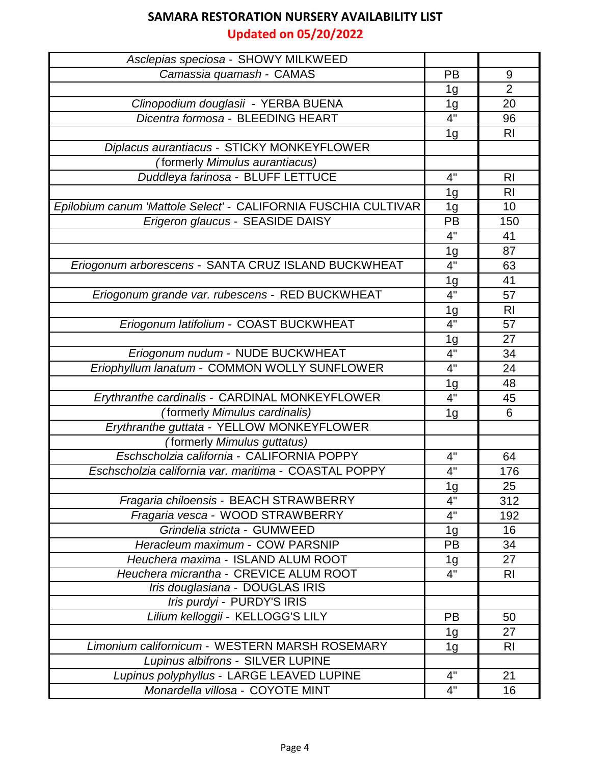## SAMARA RESTORATION NURSERY AVAILABILITY LIST

**Updated on 05/20/2022**

| Plant | Size | Qty |
|---|---|---|
| *Asclepias speciosa* - SHOWY MILKWEED | | |
| *Camassia quamash* - CAMAS | PB | 9 |
| | 1g | 2 |
| *Clinopodium douglasii* - YERBA BUENA | 1g | 20 |
| *Dicentra formosa* - BLEEDING HEART | 4" | 96 |
| | 1g | RI |
| *Diplacus aurantiacus* - STICKY MONKEYFLOWER | | |
| (formerly *Mimulus aurantiacus)* | | |
| *Duddleya farinosa* - BLUFF LETTUCE | 4" | RI |
| | 1g | RI |
| *Epilobium canum 'Mattole Select'* - CALIFORNIA FUSCHIA CULTIVAR | 1g | 10 |
| *Erigeron glaucus* - SEASIDE DAISY | PB | 150 |
| | 4" | 41 |
| | 1g | 87 |
| *Eriogonum arborescens* - SANTA CRUZ ISLAND BUCKWHEAT | 4" | 63 |
| | 1g | 41 |
| *Eriogonum grande var. rubescens* - RED BUCKWHEAT | 4" | 57 |
| | 1g | RI |
| *Eriogonum latifolium* - COAST BUCKWHEAT | 4" | 57 |
| | 1g | 27 |
| *Eriogonum nudum* - NUDE BUCKWHEAT | 4" | 34 |
| *Eriophyllum lanatum* - COMMON WOLLY SUNFLOWER | 4" | 24 |
| | 1g | 48 |
| *Erythranthe cardinalis* - CARDINAL MONKEYFLOWER | 4" | 45 |
| (formerly *Mimulus cardinalis)* | 1g | 6 |
| *Erythranthe guttata* - YELLOW MONKEYFLOWER | | |
| (formerly *Mimulus guttatus)* | | |
| *Eschscholzia california* - CALIFORNIA POPPY | 4" | 64 |
| *Eschscholzia california var. maritima* - COASTAL POPPY | 4" | 176 |
| | 1g | 25 |
| *Fragaria chiloensis* - BEACH STRAWBERRY | 4" | 312 |
| *Fragaria vesca* - WOOD STRAWBERRY | 4" | 192 |
| *Grindelia stricta* - GUMWEED | 1g | 16 |
| *Heracleum maximum* - COW PARSNIP | PB | 34 |
| *Heuchera maxima* - ISLAND ALUM ROOT | 1g | 27 |
| *Heuchera micrantha* - CREVICE ALUM ROOT | 4" | RI |
| *Iris douglasiana* - DOUGLAS IRIS | | |
| *Iris purdyi* - PURDY'S IRIS | | |
| *Lilium kelloggii* - KELLOGG'S LILY | PB | 50 |
| | 1g | 27 |
| *Limonium californicum* - WESTERN MARSH ROSEMARY | 1g | RI |
| *Lupinus albifrons* - SILVER LUPINE | | |
| *Lupinus polyphyllus* - LARGE LEAVED LUPINE | 4" | 21 |
| *Monardella villosa* - COYOTE MINT | 4" | 16 |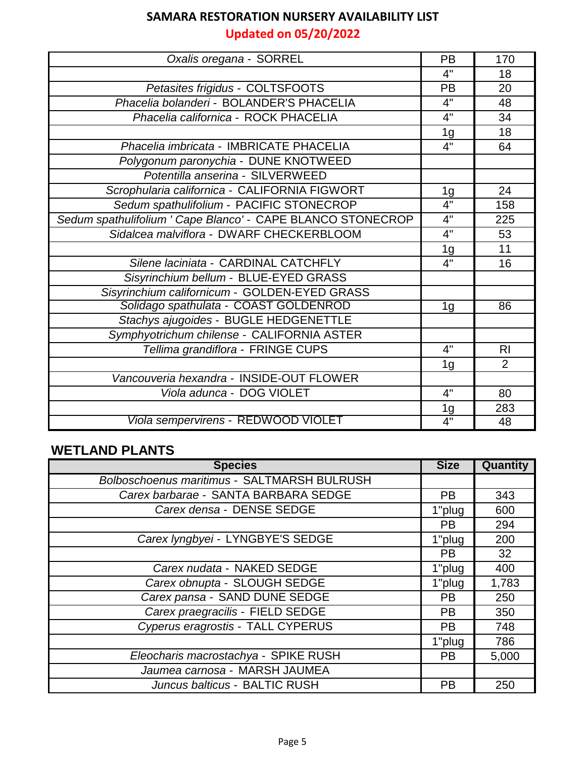# SAMARA RESTORATION NURSERY AVAILABILITY LIST

**Updated on 05/20/2022**

| | | |
|---|---|---|
| *Oxalis oregana* - SORREL | PB | 170 |
| | 4" | 18 |
| *Petasites frigidus* - COLTSFOOTS | PB | 20 |
| *Phacelia bolanderi* - BOLANDER'S PHACELIA | 4" | 48 |
| *Phacelia californica* - ROCK PHACELIA | 4" | 34 |
| | 1g | 18 |
| *Phacelia imbricata* - IMBRICATE PHACELIA | 4" | 64 |
| *Polygonum paronychia* - DUNE KNOTWEED | | |
| *Potentilla anserina* - SILVERWEED | | |
| *Scrophularia californica* - CALIFORNIA FIGWORT | 1g | 24 |
| *Sedum spathulifolium* - PACIFIC STONECROP | 4" | 158 |
| *Sedum spathulifolium ' Cape Blanco'* - CAPE BLANCO STONECROP | 4" | 225 |
| *Sidalcea malviflora* - DWARF CHECKERBLOOM | 4" | 53 |
| | 1g | 11 |
| *Silene laciniata* - CARDINAL CATCHFLY | 4" | 16 |
| *Sisyrinchium bellum* - BLUE-EYED GRASS | | |
| *Sisyrinchium californicum* - GOLDEN-EYED GRASS | | |
| *Solidago spathulata* - COAST GOLDENROD | 1g | 86 |
| *Stachys ajugoides* - BUGLE HEDGENETTLE | | |
| *Symphyotrichum chilense* - CALIFORNIA ASTER | | |
| *Tellima grandiflora* - FRINGE CUPS | 4" | RI |
| | 1g | 2 |
| *Vancouveria hexandra* - INSIDE-OUT FLOWER | | |
| *Viola adunca* - DOG VIOLET | 4" | 80 |
| | 1g | 283 |
| *Viola sempervirens* - REDWOOD VIOLET | 4" | 48 |

## WETLAND PLANTS

| Species | Size | Quantity |
|---|---|---|
| *Bolboschoenus maritimus* - SALTMARSH BULRUSH | | |
| *Carex barbarae* - SANTA BARBARA SEDGE | PB | 343 |
| *Carex densa* - DENSE SEDGE | 1"plug | 600 |
| | PB | 294 |
| *Carex lyngbyei* - LYNGBYE'S SEDGE | 1"plug | 200 |
| | PB | 32 |
| *Carex nudata* - NAKED SEDGE | 1"plug | 400 |
| *Carex obnupta* - SLOUGH SEDGE | 1"plug | 1,783 |
| *Carex pansa* - SAND DUNE SEDGE | PB | 250 |
| *Carex praegracilis* - FIELD SEDGE | PB | 350 |
| *Cyperus eragrostis* - TALL CYPERUS | PB | 748 |
| | 1"plug | 786 |
| *Eleocharis macrostachya* - SPIKE RUSH | PB | 5,000 |
| *Jaumea carnosa* - MARSH JAUMEA | | |
| *Juncus balticus* - BALTIC RUSH | PB | 250 |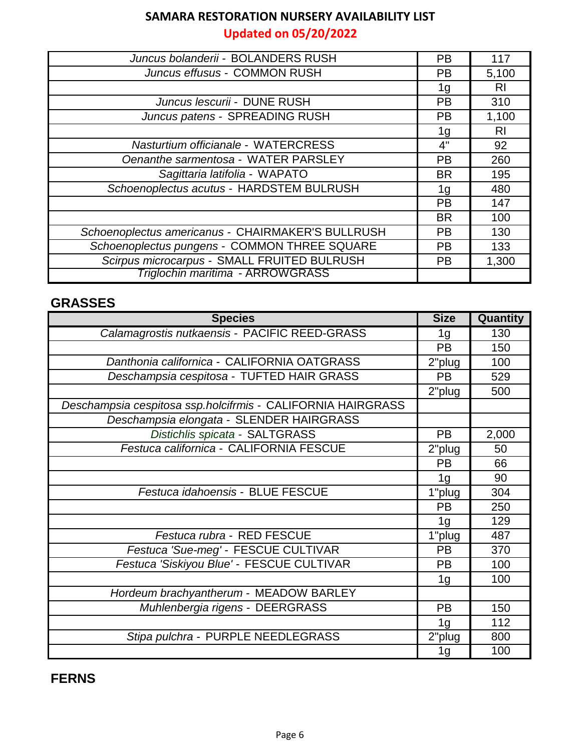# SAMARA RESTORATION NURSERY AVAILABILITY LIST

## Updated on 05/20/2022

| | | |
|---|---|---|
| *Juncus bolanderii* - BOLANDERS RUSH | PB | 117 |
| *Juncus effusus* - COMMON RUSH | PB | 5,100 |
| | 1g | RI |
| *Juncus lescurii* - DUNE RUSH | PB | 310 |
| *Juncus patens* - SPREADING RUSH | PB | 1,100 |
| | 1g | RI |
| *Nasturtium officianale* - WATERCRESS | 4" | 92 |
| *Oenanthe sarmentosa* - WATER PARSLEY | PB | 260 |
| *Sagittaria latifolia* - WAPATO | BR | 195 |
| *Schoenoplectus acutus* - HARDSTEM BULRUSH | 1g | 480 |
| | PB | 147 |
| | BR | 100 |
| *Schoenoplectus americanus* - CHAIRMAKER'S BULLRUSH | PB | 130 |
| *Schoenoplectus pungens* - COMMON THREE SQUARE | PB | 133 |
| *Scirpus microcarpus* - SMALL FRUITED BULRUSH | PB | 1,300 |
| *Triglochin maritima* - ARROWGRASS | | |

## GRASSES

| Species | Size | Quantity |
|---|---|---|
| *Calamagrostis nutkaensis* - PACIFIC REED-GRASS | 1g | 130 |
| | PB | 150 |
| *Danthonia californica* - CALIFORNIA OATGRASS | 2"plug | 100 |
| *Deschampsia cespitosa* - TUFTED HAIR GRASS | PB | 529 |
| | 2"plug | 500 |
| *Deschampsia cespitosa ssp.holcifrmis* - CALIFORNIA HAIRGRASS | | |
| *Deschampsia elongata* - SLENDER HAIRGRASS | | |
| *Distichlis spicata* - SALTGRASS | PB | 2,000 |
| *Festuca californica* - CALIFORNIA FESCUE | 2"plug | 50 |
| | PB | 66 |
| | 1g | 90 |
| *Festuca idahoensis* - BLUE FESCUE | 1"plug | 304 |
| | PB | 250 |
| | 1g | 129 |
| *Festuca rubra* - RED FESCUE | 1"plug | 487 |
| *Festuca 'Sue-meg'* - FESCUE CULTIVAR | PB | 370 |
| *Festuca 'Siskiyou Blue'* - FESCUE CULTIVAR | PB | 100 |
| | 1g | 100 |
| *Hordeum brachyantherum* - MEADOW BARLEY | | |
| *Muhlenbergia rigens* - DEERGRASS | PB | 150 |
| | 1g | 112 |
| *Stipa pulchra* - PURPLE NEEDLEGRASS | 2"plug | 800 |
| | 1g | 100 |

## FERNS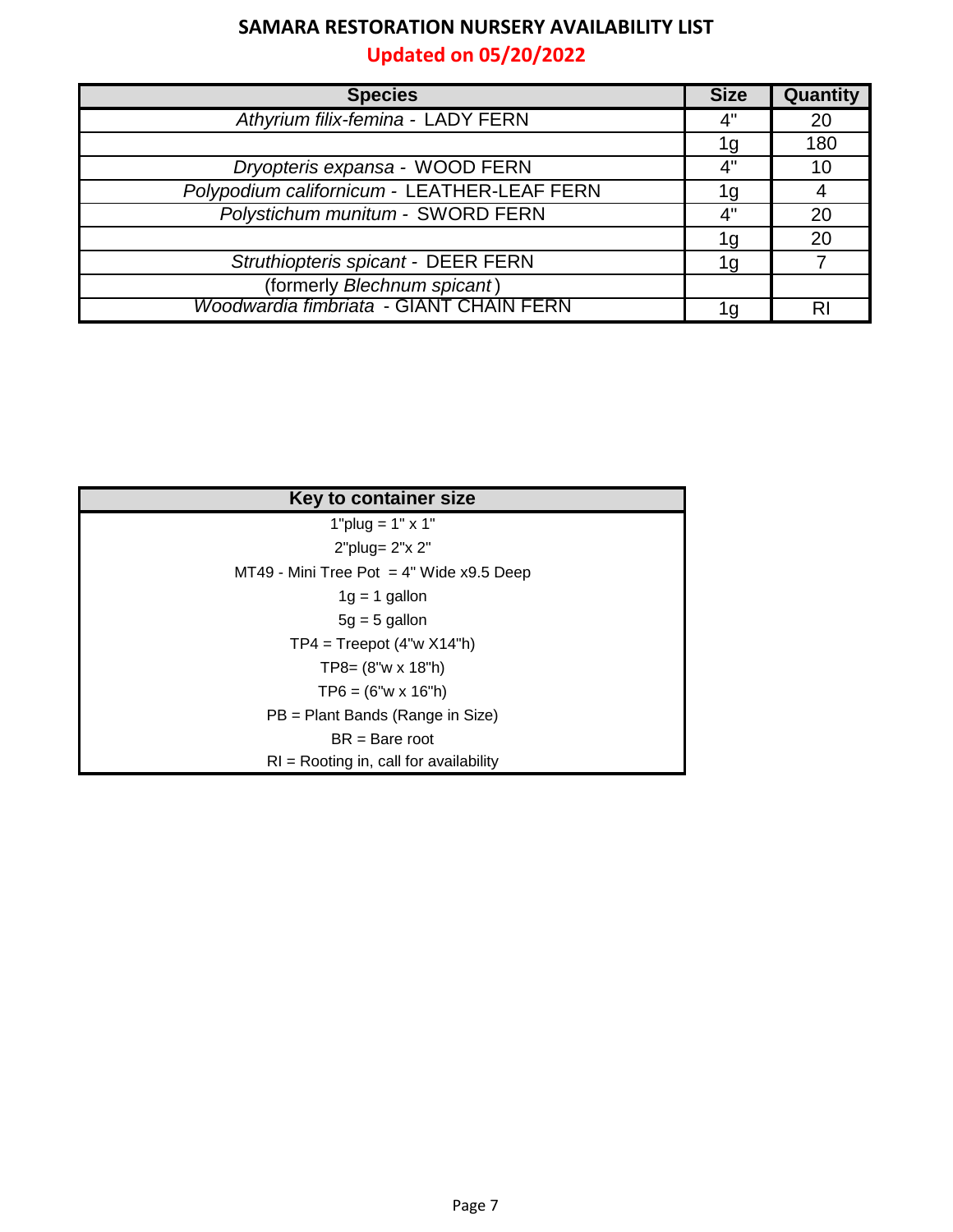# SAMARA RESTORATION NURSERY AVAILABILITY LIST

## Updated on 05/20/2022

| Species | Size | Quantity |
|---|---|---|
| *Athyrium filix-femina* - LADY FERN | 4" | 20 |
| | 1g | 180 |
| *Dryopteris expansa* - WOOD FERN | 4" | 10 |
| *Polypodium californicum* - LEATHER-LEAF FERN | 1g | 4 |
| *Polystichum munitum* - SWORD FERN | 4" | 20 |
| | 1g | 20 |
| *Struthiopteris spicant* - DEER FERN | 1g | 7 |
| (formerly *Blechnum spicant*) | | |
| *Woodwardia fimbriata* - GIANT CHAIN FERN | 1g | RI |

| Key to container size |
|---|
| 1"plug = 1" x 1" |
| 2"plug= 2"x 2" |
| MT49 - Mini Tree Pot = 4" Wide x9.5 Deep |
| 1g = 1 gallon |
| 5g = 5 gallon |
| TP4 = Treepot (4"w X14"h) |
| TP8= (8"w x 18"h) |
| TP6 = (6"w x 16"h) |
| PB = Plant Bands (Range in Size) |
| BR = Bare root |
| RI = Rooting in, call for availability |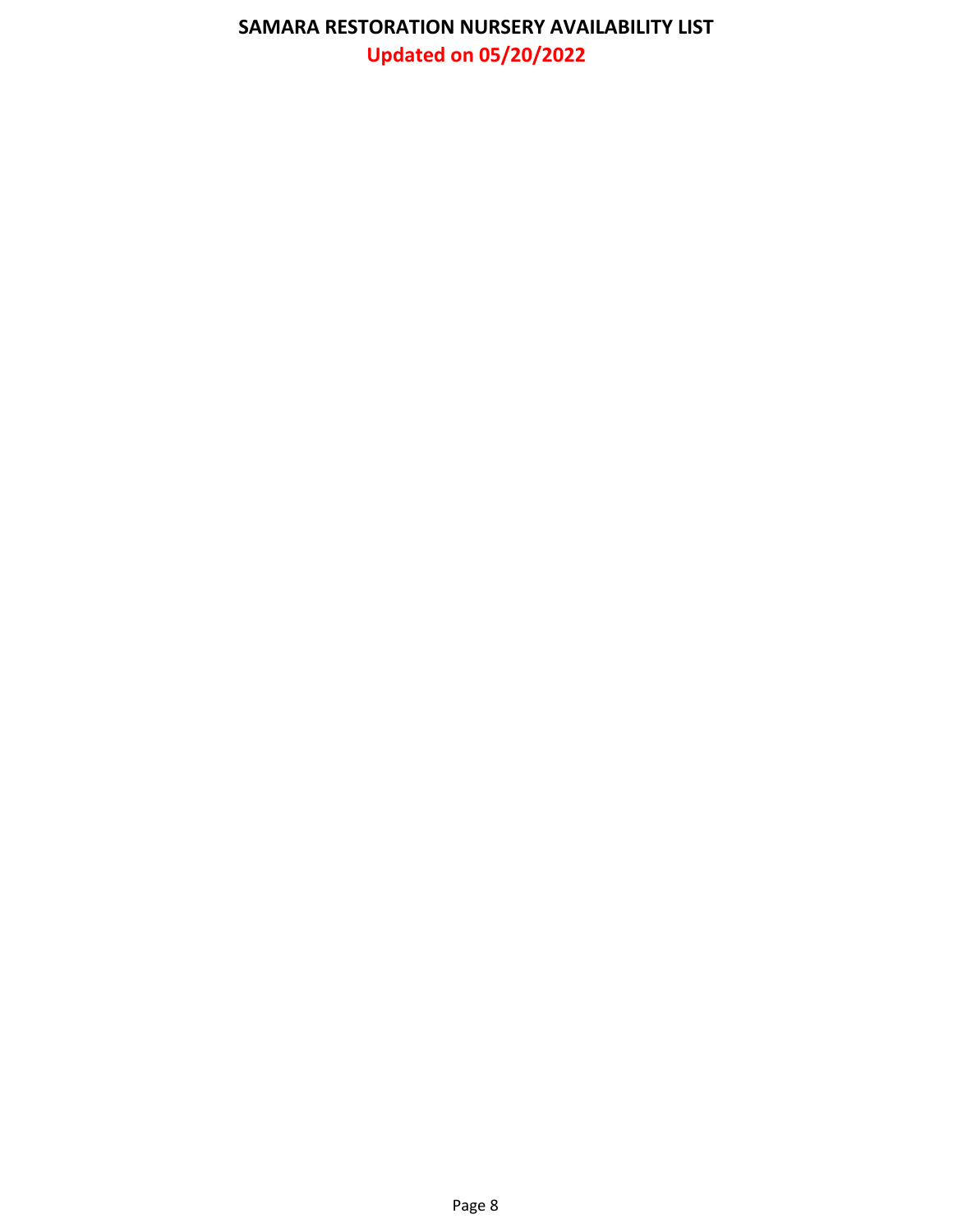**SAMARA RESTORATION NURSERY AVAILABILITY LIST**

**Updated on 05/20/2022**